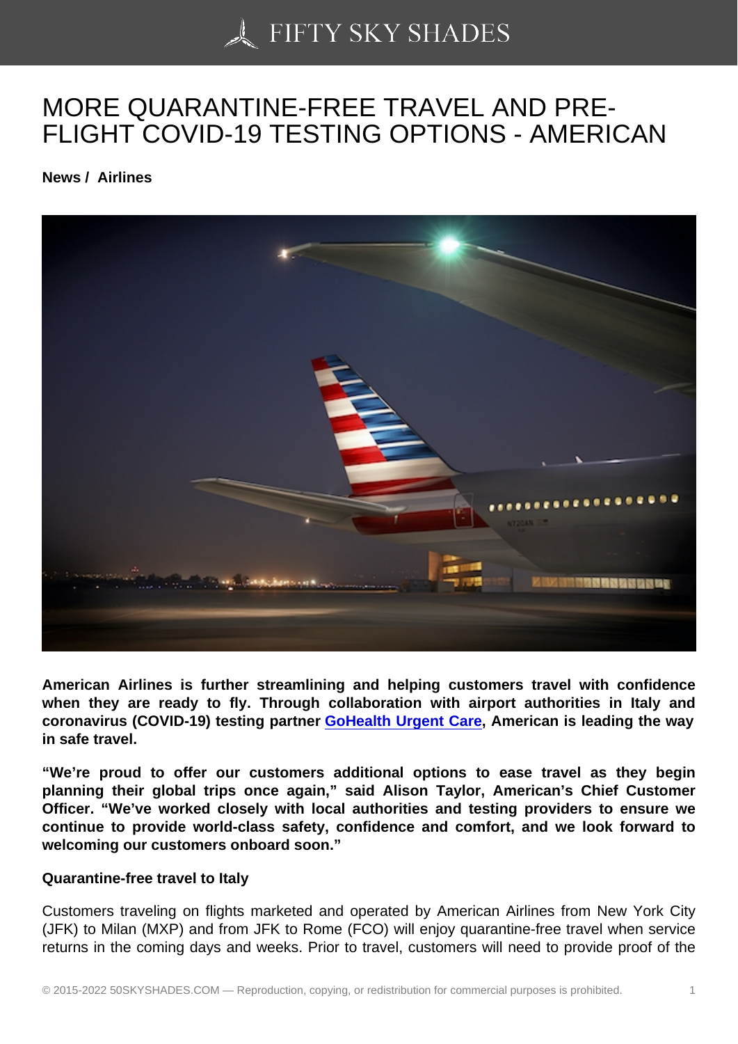# MORE QUARANTINE-FREE TRAVEL AND PRE-FLIGHT COVID-19 TESTING OPTIONS - AMERICAN

**News / Airlines**

**American Airlines is further streamlining and helping customers travel with confidence when they are ready to fly. Through collaboration with airport authorities in Italy and coronavirus (COVID-19) testing partner GoHealth Urgent Care, American is leading the way in safe travel.**

**"We're proud to offer our customers additional options to ease travel as they begin planning their global trips once again," said Alison Taylor, American's Chief Customer Officer. "We've worked closely with local authorities and testing providers to ensure we continue to provide world-class safety, confidence and comfort, and we look forward to welcoming our customers onboard soon."**

**Quarantine-free travel to Italy**

Customers traveling on flights marketed and operated by American Airlines from New York City (JFK) to Milan (MXP) and from JFK to Rome (FCO) will enjoy quarantine-free travel when service returns in the coming days and weeks. Prior to travel, customers will need to provide proof of the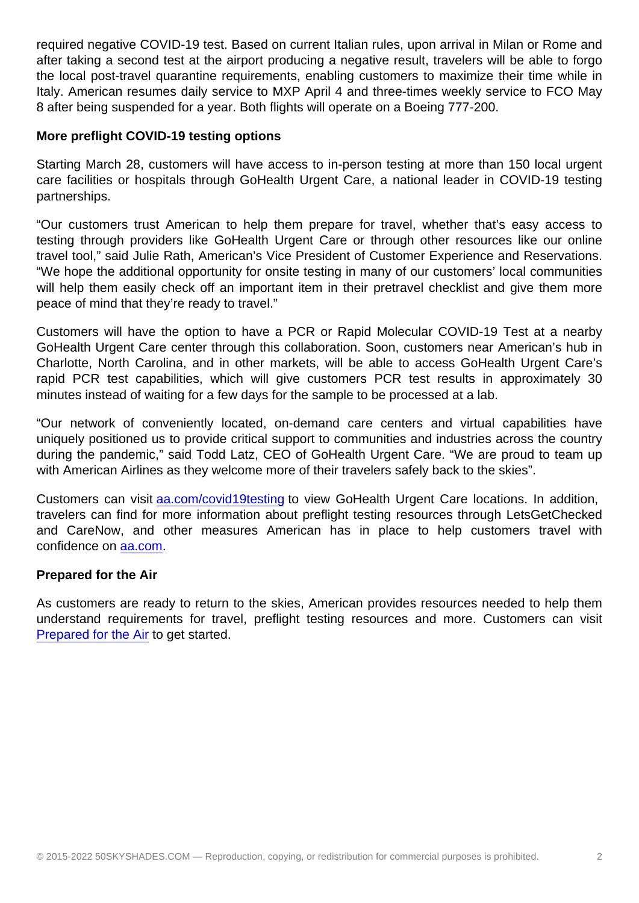required negative COVID-19 test. Based on current Italian rules, upon arrival in Milan or Rome and after taking a second test at the airport producing a negative result, travelers will be able to forgo the local post-travel quarantine requirements, enabling customers to maximize their time while in Italy. American resumes daily service to MXP April 4 and three-times weekly service to FCO May 8 after being suspended for a year. Both flights will operate on a Boeing 777-200.

**More preflight COVID-19 testing options**

Starting March 28, customers will have access to in-person testing at more than 150 local urgent care facilities or hospitals through GoHealth Urgent Care, a national leader in COVID-19 testing partnerships.

“Our customers trust American to help them prepare for travel, whether that’s easy access to testing through providers like GoHealth Urgent Care or through other resources like our online travel tool,” said Julie Rath, American’s Vice President of Customer Experience and Reservations. “We hope the additional opportunity for onsite testing in many of our customers’ local communities will help them easily check off an important item in their pretravel checklist and give them more peace of mind that they’re ready to travel.”

Customers will have the option to have a PCR or Rapid Molecular COVID-19 Test at a nearby GoHealth Urgent Care center through this collaboration. Soon, customers near American’s hub in Charlotte, North Carolina, and in other markets, will be able to access GoHealth Urgent Care’s rapid PCR test capabilities, which will give customers PCR test results in approximately 30 minutes instead of waiting for a few days for the sample to be processed at a lab.

“Our network of conveniently located, on-demand care centers and virtual capabilities have uniquely positioned us to provide critical support to communities and industries across the country during the pandemic,” said Todd Latz, CEO of GoHealth Urgent Care. “We are proud to team up with American Airlines as they welcome more of their travelers safely back to the skies”.

Customers can visit [aa.com/covid19testing](aa.com/covid19testing) to view GoHealth Urgent Care locations. In addition, travelers can find for more information about preflight testing resources through LetsGetChecked and CareNow, and other measures American has in place to help customers travel with confidence on [aa.com](aa.com).

**Prepared for the Air**

As customers are ready to return to the skies, American provides resources needed to help them understand requirements for travel, preflight testing resources and more. Customers can visit Prepared for the Air to get started.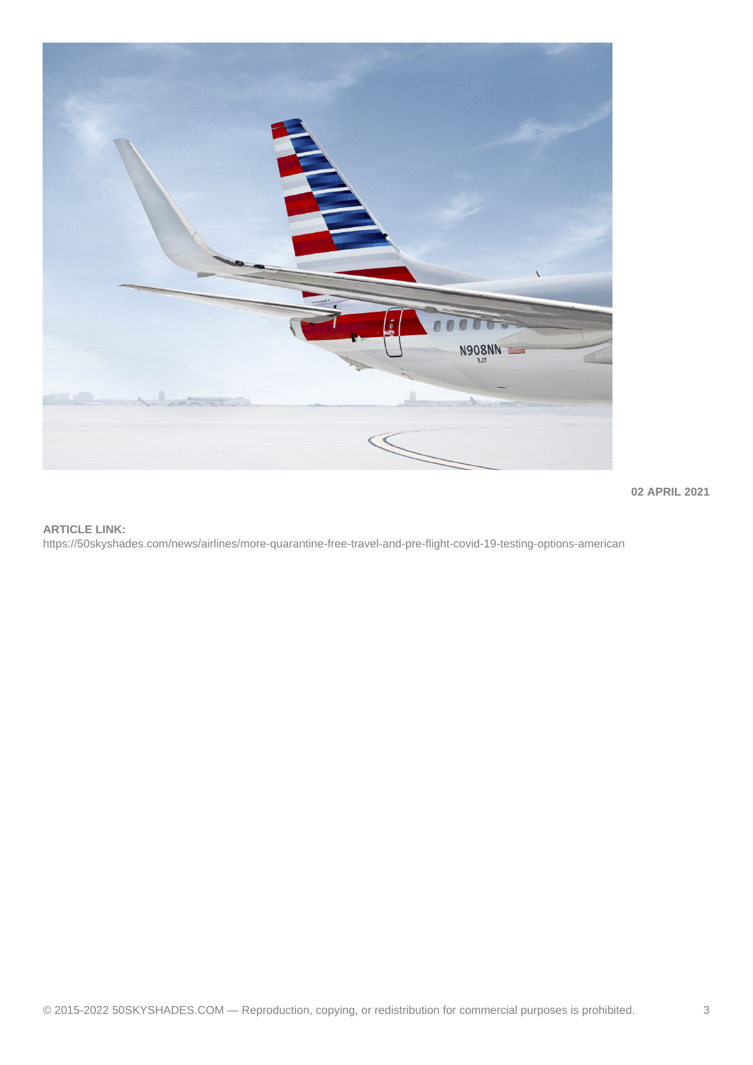**02 APRIL 2021**

**ARTICLE LINK:**
https://50skyshades.com/news/airlines/more-quarantine-free-travel-and-pre-flight-covid-19-testing-options-american